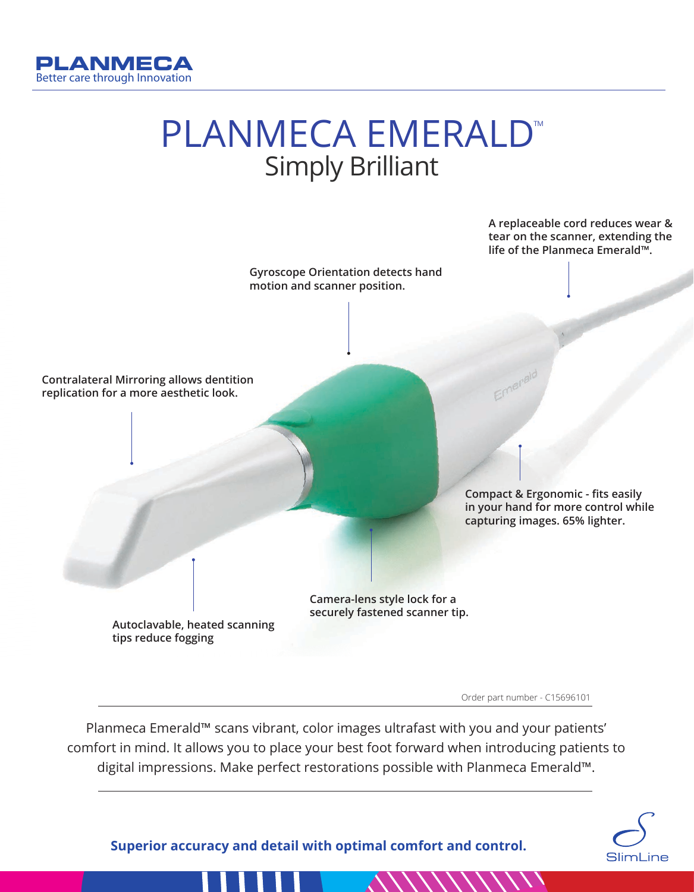**PLANMECA**
Better care through Innovation

# PLANMECA EMERALD™

## Simply Brilliant

A replaceable cord reduces wear & tear on the scanner, extending the life of the Planmeca Emerald™.

Gyroscope Orientation detects hand motion and scanner position.

Contralateral Mirroring allows dentition replication for a more aesthetic look.

Compact & Ergonomic - fits easily in your hand for more control while capturing images. 65% lighter.

Camera-lens style lock for a securely fastened scanner tip.

Autoclavable, heated scanning tips reduce fogging

Order part number - C15696101

Planmeca Emerald™ scans vibrant, color images ultrafast with you and your patients' comfort in mind. It allows you to place your best foot forward when introducing patients to digital impressions. Make perfect restorations possible with Planmeca Emerald™.

**Superior accuracy and detail with optimal comfort and control.**

SlimLine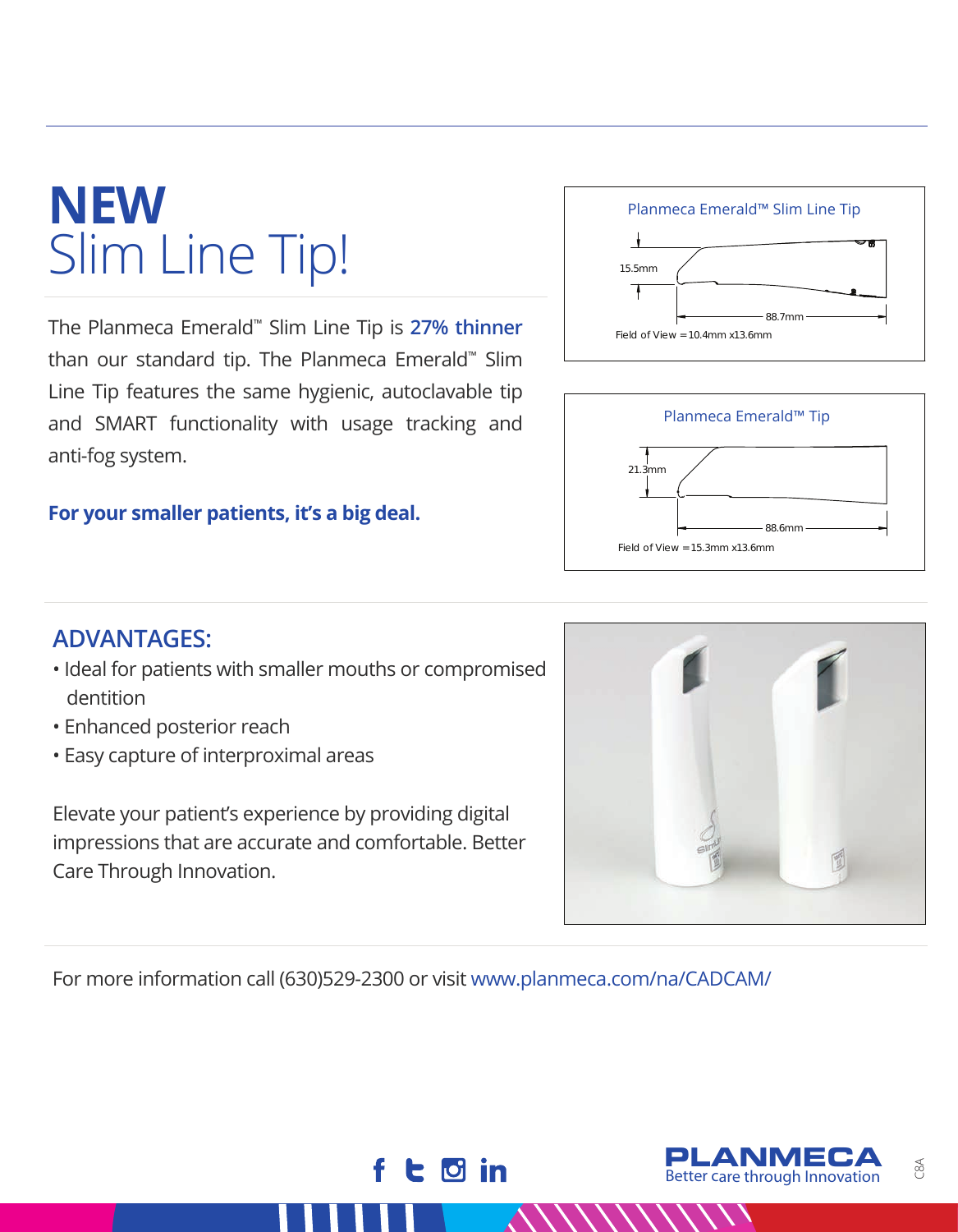# **NEW**
# Slim Line Tip!

The Planmeca Emerald™ Slim Line Tip is **27% thinner** than our standard tip. The Planmeca Emerald™ Slim Line Tip features the same hygienic, autoclavable tip and SMART functionality with usage tracking and anti-fog system.

**For your smaller patients, it's a big deal.**

Planmeca Emerald™ Slim Line Tip

15.5mm

88.7mm

Field of View = 10.4mm x13.6mm

Planmeca Emerald™ Tip

21.3mm

88.6mm

Field of View = 15.3mm x13.6mm

## ADVANTAGES:

- Ideal for patients with smaller mouths or compromised dentition
- Enhanced posterior reach
- Easy capture of interproximal areas

Elevate your patient's experience by providing digital impressions that are accurate and comfortable. Better Care Through Innovation.

For more information call (630)529-2300 or visit www.planmeca.com/na/CADCAM/

PLANMECA
Better care through Innovation

C8A